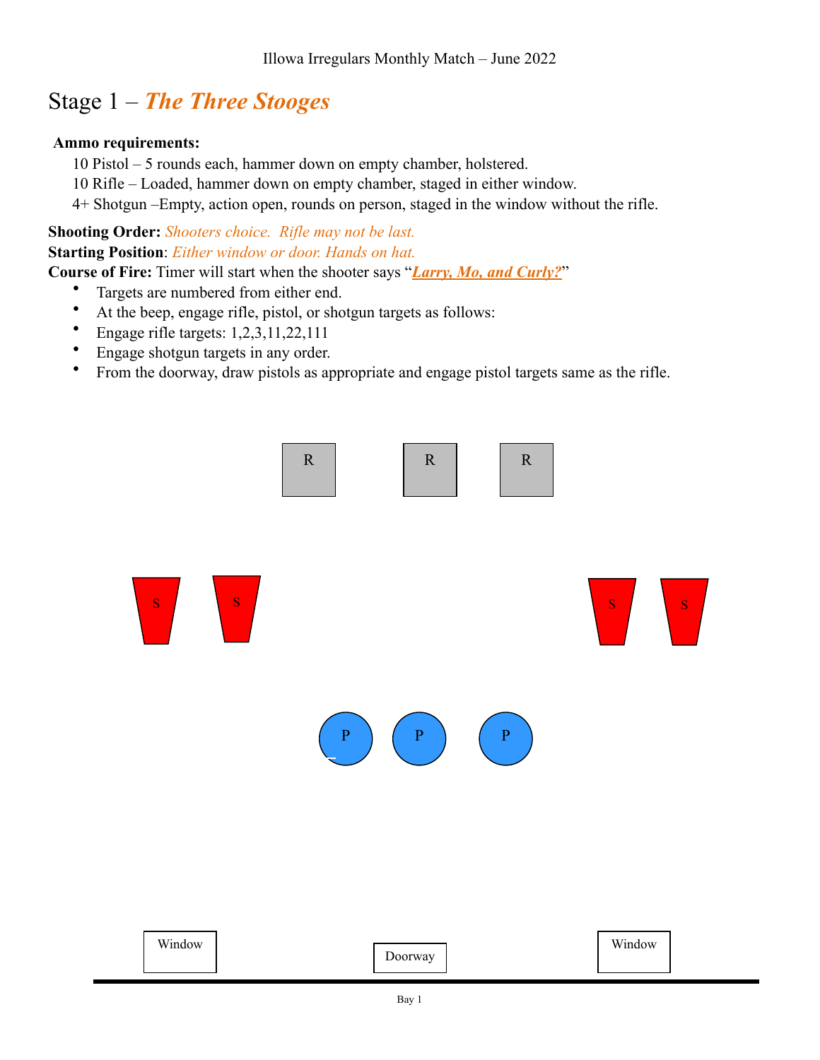Illowa Irregulars Monthly Match – June 2022

# Stage 1 – ***The Three Stooges***

**Ammo requirements:**

10 Pistol – 5 rounds each, hammer down on empty chamber, holstered.
10 Rifle – Loaded, hammer down on empty chamber, staged in either window.
4+ Shotgun –Empty, action open, rounds on person, staged in the window without the rifle.

**Shooting Order:** *Shooters choice. Rifle may not be last.*
**Starting Position**: *Either window or door. Hands on hat.*
**Course of Fire:** Timer will start when the shooter says "***Larry, Mo, and Curly?***"

- Targets are numbered from either end.
- At the beep, engage rifle, pistol, or shotgun targets as follows:
- Engage rifle targets: 1,2,3,11,22,111
- Engage shotgun targets in any order.
- From the doorway, draw pistols as appropriate and engage pistol targets same as the rifle.

R R R

S S S S

P P P

Window Doorway Window

Bay 1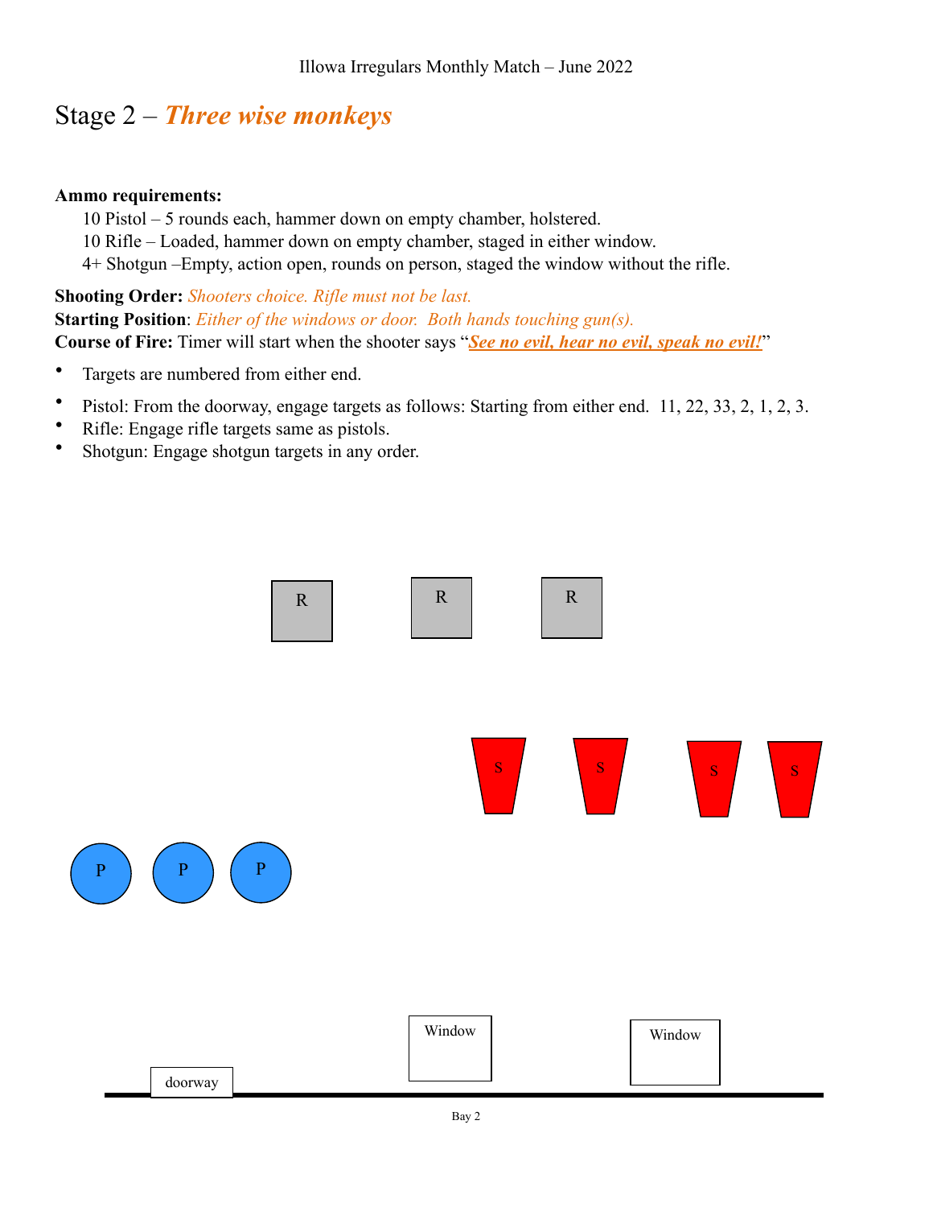Illowa Irregulars Monthly Match – June 2022

# Stage 2 – ***Three wise monkeys***

**Ammo requirements:**

10 Pistol – 5 rounds each, hammer down on empty chamber, holstered.
10 Rifle – Loaded, hammer down on empty chamber, staged in either window.
4+ Shotgun –Empty, action open, rounds on person, staged the window without the rifle.

**Shooting Order:** *Shooters choice. Rifle must not be last.*
**Starting Position**: *Either of the windows or door. Both hands touching gun(s).*
**Course of Fire:** Timer will start when the shooter says "***See no evil, hear no evil, speak no evil!***"

- Targets are numbered from either end.
- Pistol: From the doorway, engage targets as follows: Starting from either end. 11, 22, 33, 2, 1, 2, 3.
- Rifle: Engage rifle targets same as pistols.
- Shotgun: Engage shotgun targets in any order.

R R R

S S S S

P P P

Window Window

doorway

Bay 2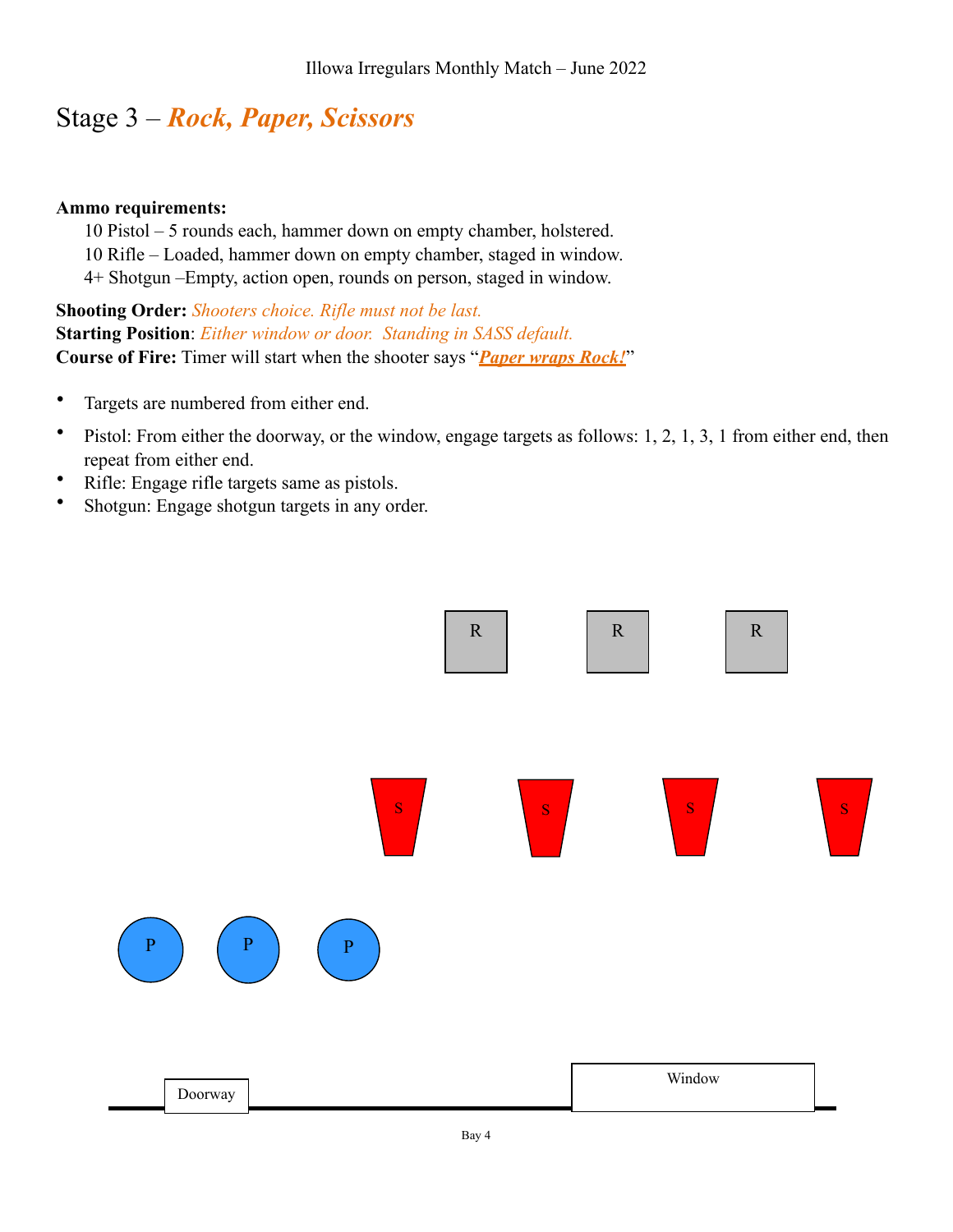Illowa Irregulars Monthly Match – June 2022

# Stage 3 – ***Rock, Paper, Scissors***

**Ammo requirements:**

10 Pistol – 5 rounds each, hammer down on empty chamber, holstered.
10 Rifle – Loaded, hammer down on empty chamber, staged in window.
4+ Shotgun –Empty, action open, rounds on person, staged in window.

**Shooting Order:** *Shooters choice. Rifle must not be last.*
**Starting Position**: *Either window or door. Standing in SASS default.*
**Course of Fire:** Timer will start when the shooter says "***Paper wraps Rock!***"

- Targets are numbered from either end.
- Pistol: From either the doorway, or the window, engage targets as follows: 1, 2, 1, 3, 1 from either end, then repeat from either end.
- Rifle: Engage rifle targets same as pistols.
- Shotgun: Engage shotgun targets in any order.

R R R

S S S S

P P P

Doorway Window

Bay 4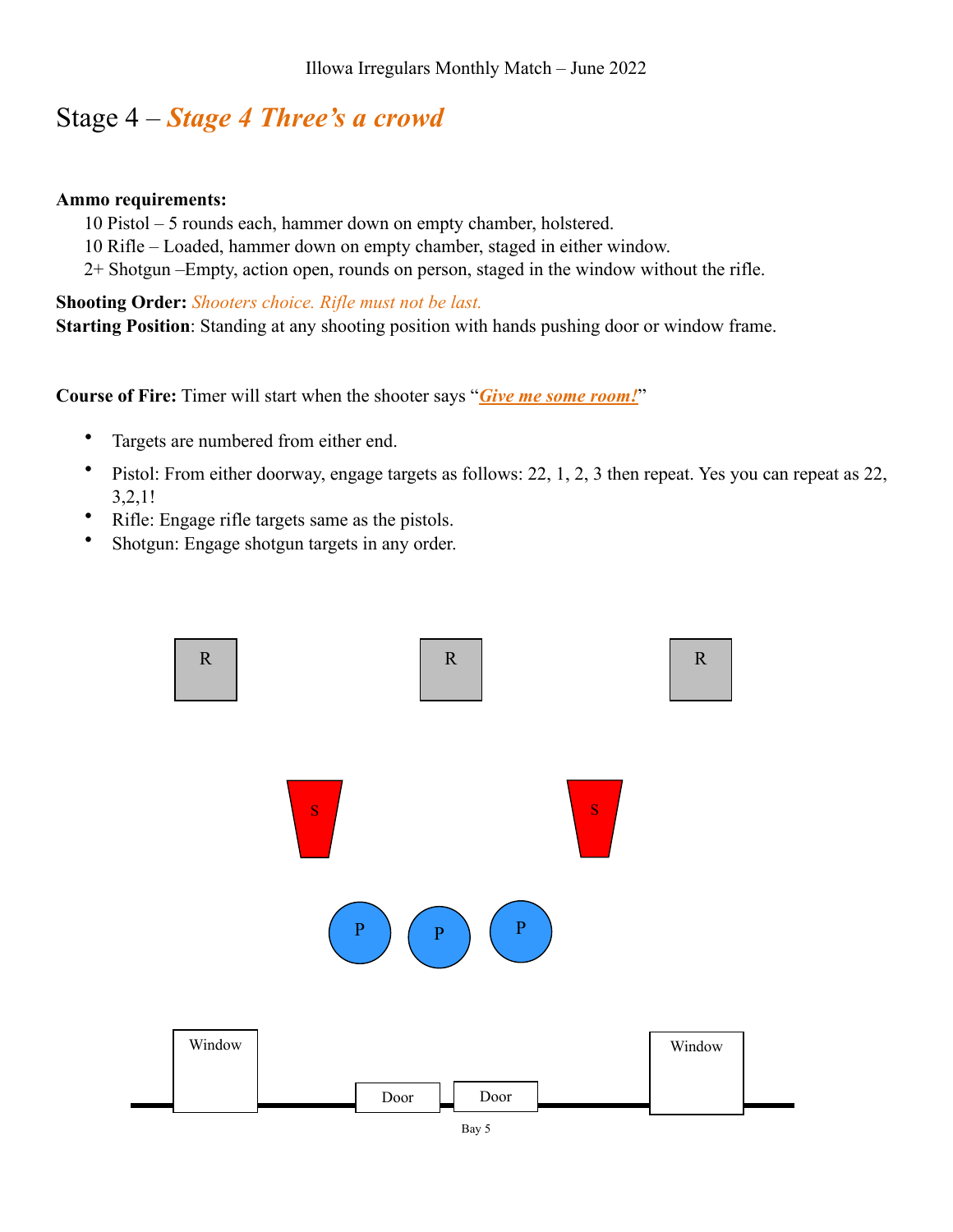Illowa Irregulars Monthly Match – June 2022

# Stage 4 – *Stage 4 Three's a crowd*

**Ammo requirements:**

10 Pistol – 5 rounds each, hammer down on empty chamber, holstered.
10 Rifle – Loaded, hammer down on empty chamber, staged in either window.
2+ Shotgun –Empty, action open, rounds on person, staged in the window without the rifle.

**Shooting Order:** *Shooters choice. Rifle must not be last.*
**Starting Position**: Standing at any shooting position with hands pushing door or window frame.

**Course of Fire:** Timer will start when the shooter says "***Give me some room!***"

- Targets are numbered from either end.
- Pistol: From either doorway, engage targets as follows: 22, 1, 2, 3 then repeat. Yes you can repeat as 22, 3,2,1!
- Rifle: Engage rifle targets same as the pistols.
- Shotgun: Engage shotgun targets in any order.

R R R

S S

P P P

Window Door Door Window

Bay 5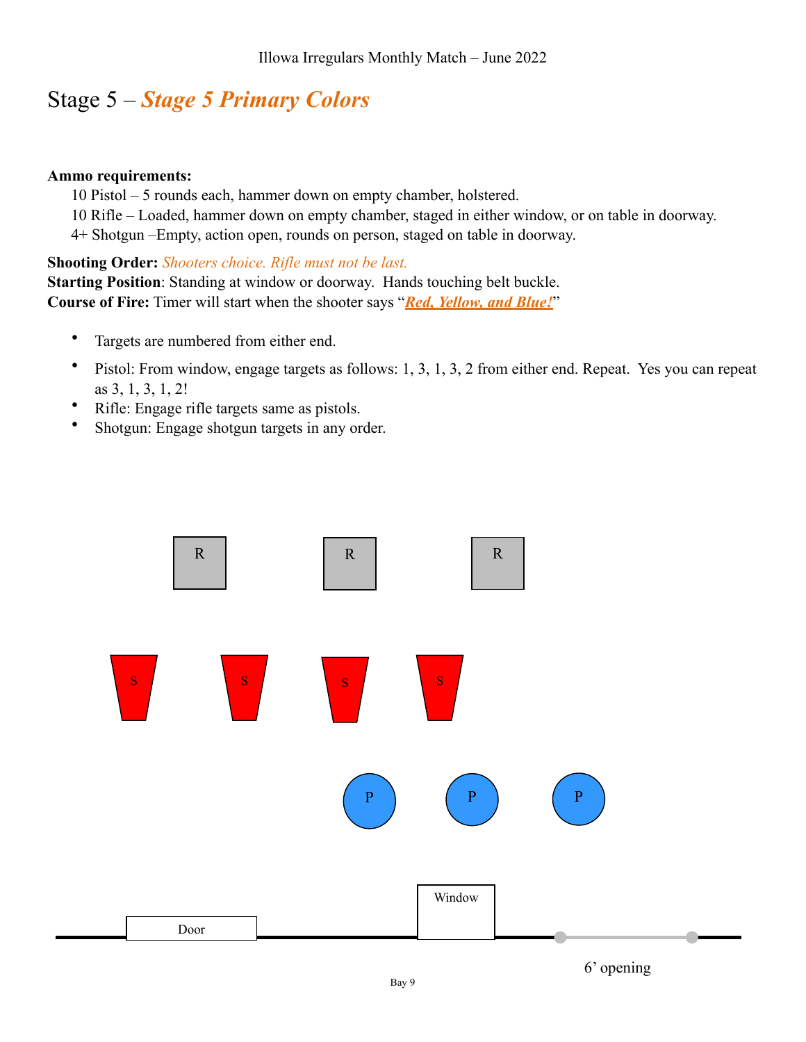Illowa Irregulars Monthly Match – June 2022

# Stage 5 – *Stage 5 Primary Colors*

**Ammo requirements:**

10 Pistol – 5 rounds each, hammer down on empty chamber, holstered.
10 Rifle – Loaded, hammer down on empty chamber, staged in either window, or on table in doorway.
4+ Shotgun –Empty, action open, rounds on person, staged on table in doorway.

**Shooting Order:** *Shooters choice. Rifle must not be last.*
**Starting Position**: Standing at window or doorway. Hands touching belt buckle.
**Course of Fire:** Timer will start when the shooter says "***Red, Yellow, and Blue!***"

- Targets are numbered from either end.
- Pistol: From window, engage targets as follows: 1, 3, 1, 3, 2 from either end. Repeat. Yes you can repeat as 3, 1, 3, 1, 2!
- Rifle: Engage rifle targets same as pistols.
- Shotgun: Engage shotgun targets in any order.

R R R

S S S S

P P P

Door Window 6' opening

Bay 9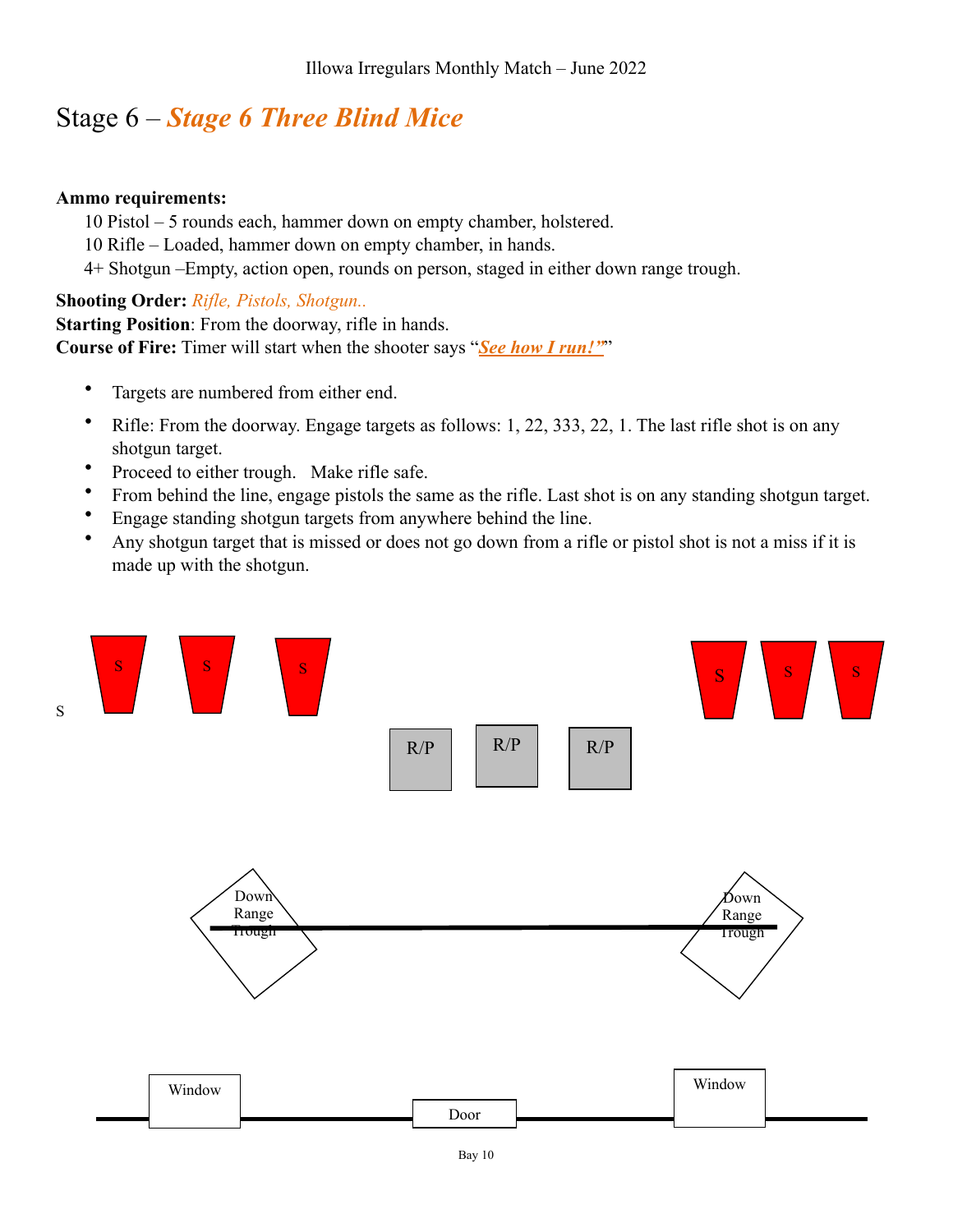Illowa Irregulars Monthly Match – June 2022

# Stage 6 – *Stage 6 Three Blind Mice*

**Ammo requirements:**

10 Pistol – 5 rounds each, hammer down on empty chamber, holstered.
10 Rifle – Loaded, hammer down on empty chamber, in hands.
4+ Shotgun –Empty, action open, rounds on person, staged in either down range trough.

**Shooting Order:** *Rifle, Pistols, Shotgun..*
**Starting Position**: From the doorway, rifle in hands.
**Course of Fire:** Timer will start when the shooter says "***See how I run!"***"

- Targets are numbered from either end.
- Rifle: From the doorway. Engage targets as follows: 1, 22, 333, 22, 1. The last rifle shot is on any shotgun target.
- Proceed to either trough. Make rifle safe.
- From behind the line, engage pistols the same as the rifle. Last shot is on any standing shotgun target.
- Engage standing shotgun targets from anywhere behind the line.
- Any shotgun target that is missed or does not go down from a rifle or pistol shot is not a miss if it is made up with the shotgun.

S S S S S S S

R/P R/P R/P

Down Range Trough

Down Range Trough

Window

Door

Window

Bay 10